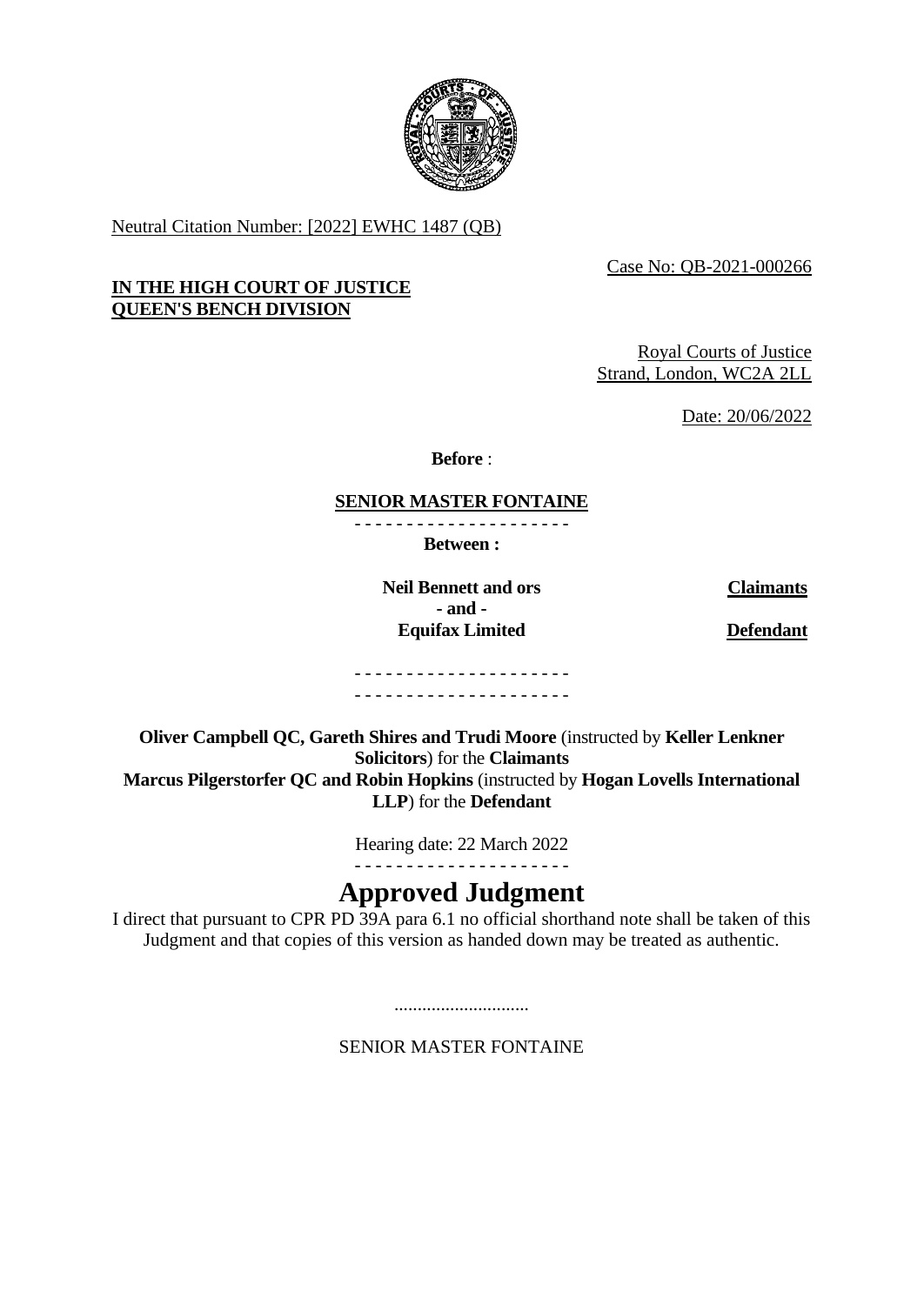Neutral Citation Number: [2022] EWHC 1487 (QB)

Case No: QB-2021-000266

**IN THE HIGH COURT OF JUSTICE**
**QUEEN'S BENCH DIVISION**

Royal Courts of Justice
Strand, London, WC2A 2LL

Date: 20/06/2022

**Before** :

**SENIOR MASTER FONTAINE**

- - - - - - - - - - - - - - - - - - - - -

**Between :**

| | |
|---|---|
| **Neil Bennett and ors** | **Claimants** |
| **- and -** | |
| **Equifax Limited** | **Defendant** |

- - - - - - - - - - - - - - - - - - - - -
- - - - - - - - - - - - - - - - - - - - -

**Oliver Campbell QC, Gareth Shires and Trudi Moore** (instructed by **Keller Lenkner Solicitors**) for the **Claimants**
**Marcus Pilgerstorfer QC and Robin Hopkins** (instructed by **Hogan Lovells International LLP**) for the **Defendant**

Hearing date: 22 March 2022

- - - - - - - - - - - - - - - - - - - - -

# Approved Judgment

I direct that pursuant to CPR PD 39A para 6.1 no official shorthand note shall be taken of this Judgment and that copies of this version as handed down may be treated as authentic.

.............................

SENIOR MASTER FONTAINE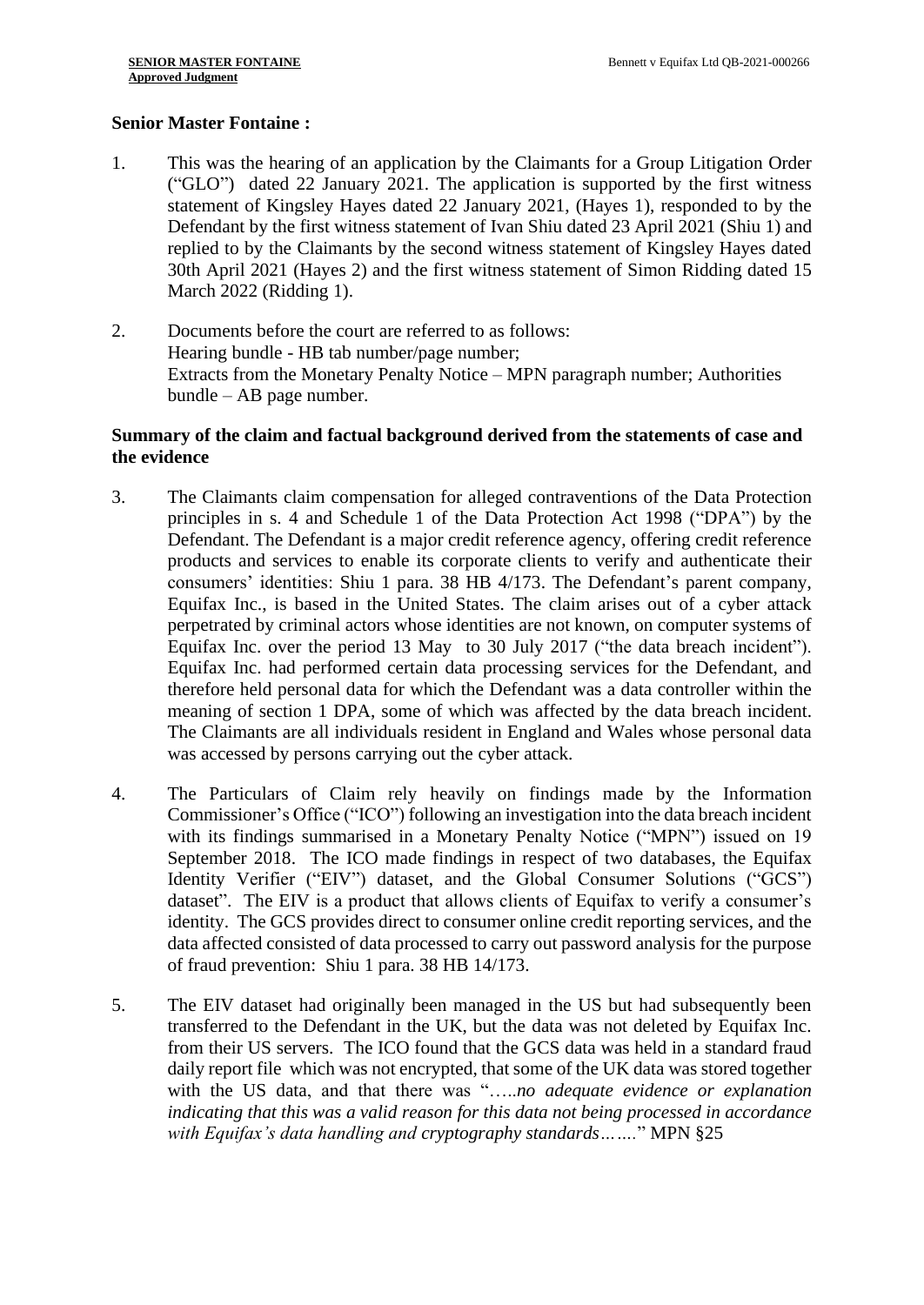**Senior Master Fontaine :**

1. This was the hearing of an application by the Claimants for a Group Litigation Order ("GLO") dated 22 January 2021. The application is supported by the first witness statement of Kingsley Hayes dated 22 January 2021, (Hayes 1), responded to by the Defendant by the first witness statement of Ivan Shiu dated 23 April 2021 (Shiu 1) and replied to by the Claimants by the second witness statement of Kingsley Hayes dated 30th April 2021 (Hayes 2) and the first witness statement of Simon Ridding dated 15 March 2022 (Ridding 1).

2. Documents before the court are referred to as follows:
   Hearing bundle - HB tab number/page number;
   Extracts from the Monetary Penalty Notice – MPN paragraph number; Authorities bundle – AB page number.

**Summary of the claim and factual background derived from the statements of case and the evidence**

3. The Claimants claim compensation for alleged contraventions of the Data Protection principles in s. 4 and Schedule 1 of the Data Protection Act 1998 ("DPA") by the Defendant. The Defendant is a major credit reference agency, offering credit reference products and services to enable its corporate clients to verify and authenticate their consumers' identities: Shiu 1 para. 38 HB 4/173. The Defendant's parent company, Equifax Inc., is based in the United States. The claim arises out of a cyber attack perpetrated by criminal actors whose identities are not known, on computer systems of Equifax Inc. over the period 13 May to 30 July 2017 ("the data breach incident"). Equifax Inc. had performed certain data processing services for the Defendant, and therefore held personal data for which the Defendant was a data controller within the meaning of section 1 DPA, some of which was affected by the data breach incident. The Claimants are all individuals resident in England and Wales whose personal data was accessed by persons carrying out the cyber attack.

4. The Particulars of Claim rely heavily on findings made by the Information Commissioner's Office ("ICO") following an investigation into the data breach incident with its findings summarised in a Monetary Penalty Notice ("MPN") issued on 19 September 2018. The ICO made findings in respect of two databases, the Equifax Identity Verifier ("EIV") dataset, and the Global Consumer Solutions ("GCS") dataset". The EIV is a product that allows clients of Equifax to verify a consumer's identity. The GCS provides direct to consumer online credit reporting services, and the data affected consisted of data processed to carry out password analysis for the purpose of fraud prevention: Shiu 1 para. 38 HB 14/173.

5. The EIV dataset had originally been managed in the US but had subsequently been transferred to the Defendant in the UK, but the data was not deleted by Equifax Inc. from their US servers. The ICO found that the GCS data was held in a standard fraud daily report file which was not encrypted, that some of the UK data was stored together with the US data, and that there was "*…..no adequate evidence or explanation indicating that this was a valid reason for this data not being processed in accordance with Equifax's data handling and cryptography standards…….*" MPN §25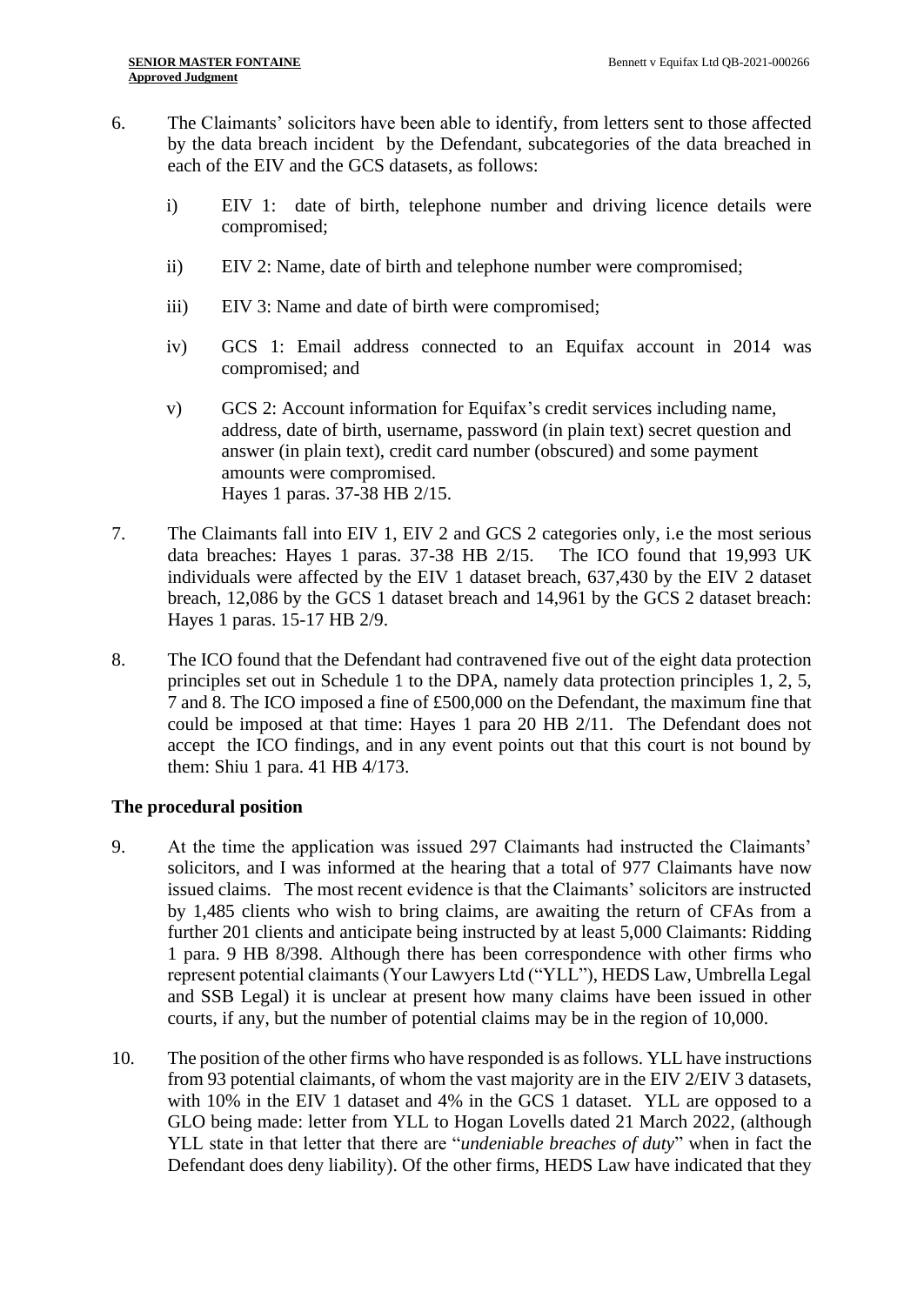6. The Claimants' solicitors have been able to identify, from letters sent to those affected by the data breach incident by the Defendant, subcategories of the data breached in each of the EIV and the GCS datasets, as follows:

   i) EIV 1: date of birth, telephone number and driving licence details were compromised;

   ii) EIV 2: Name, date of birth and telephone number were compromised;

   iii) EIV 3: Name and date of birth were compromised;

   iv) GCS 1: Email address connected to an Equifax account in 2014 was compromised; and

   v) GCS 2: Account information for Equifax's credit services including name, address, date of birth, username, password (in plain text) secret question and answer (in plain text), credit card number (obscured) and some payment amounts were compromised.
   Hayes 1 paras. 37-38 HB 2/15.

7. The Claimants fall into EIV 1, EIV 2 and GCS 2 categories only, i.e the most serious data breaches: Hayes 1 paras. 37-38 HB 2/15. The ICO found that 19,993 UK individuals were affected by the EIV 1 dataset breach, 637,430 by the EIV 2 dataset breach, 12,086 by the GCS 1 dataset breach and 14,961 by the GCS 2 dataset breach: Hayes 1 paras. 15-17 HB 2/9.

8. The ICO found that the Defendant had contravened five out of the eight data protection principles set out in Schedule 1 to the DPA, namely data protection principles 1, 2, 5, 7 and 8. The ICO imposed a fine of £500,000 on the Defendant, the maximum fine that could be imposed at that time: Hayes 1 para 20 HB 2/11. The Defendant does not accept the ICO findings, and in any event points out that this court is not bound by them: Shiu 1 para. 41 HB 4/173.

## The procedural position

9. At the time the application was issued 297 Claimants had instructed the Claimants' solicitors, and I was informed at the hearing that a total of 977 Claimants have now issued claims. The most recent evidence is that the Claimants' solicitors are instructed by 1,485 clients who wish to bring claims, are awaiting the return of CFAs from a further 201 clients and anticipate being instructed by at least 5,000 Claimants: Ridding 1 para. 9 HB 8/398. Although there has been correspondence with other firms who represent potential claimants (Your Lawyers Ltd ("YLL"), HEDS Law, Umbrella Legal and SSB Legal) it is unclear at present how many claims have been issued in other courts, if any, but the number of potential claims may be in the region of 10,000.

10. The position of the other firms who have responded is as follows. YLL have instructions from 93 potential claimants, of whom the vast majority are in the EIV 2/EIV 3 datasets, with 10% in the EIV 1 dataset and 4% in the GCS 1 dataset. YLL are opposed to a GLO being made: letter from YLL to Hogan Lovells dated 21 March 2022, (although YLL state in that letter that there are "*undeniable breaches of duty*" when in fact the Defendant does deny liability). Of the other firms, HEDS Law have indicated that they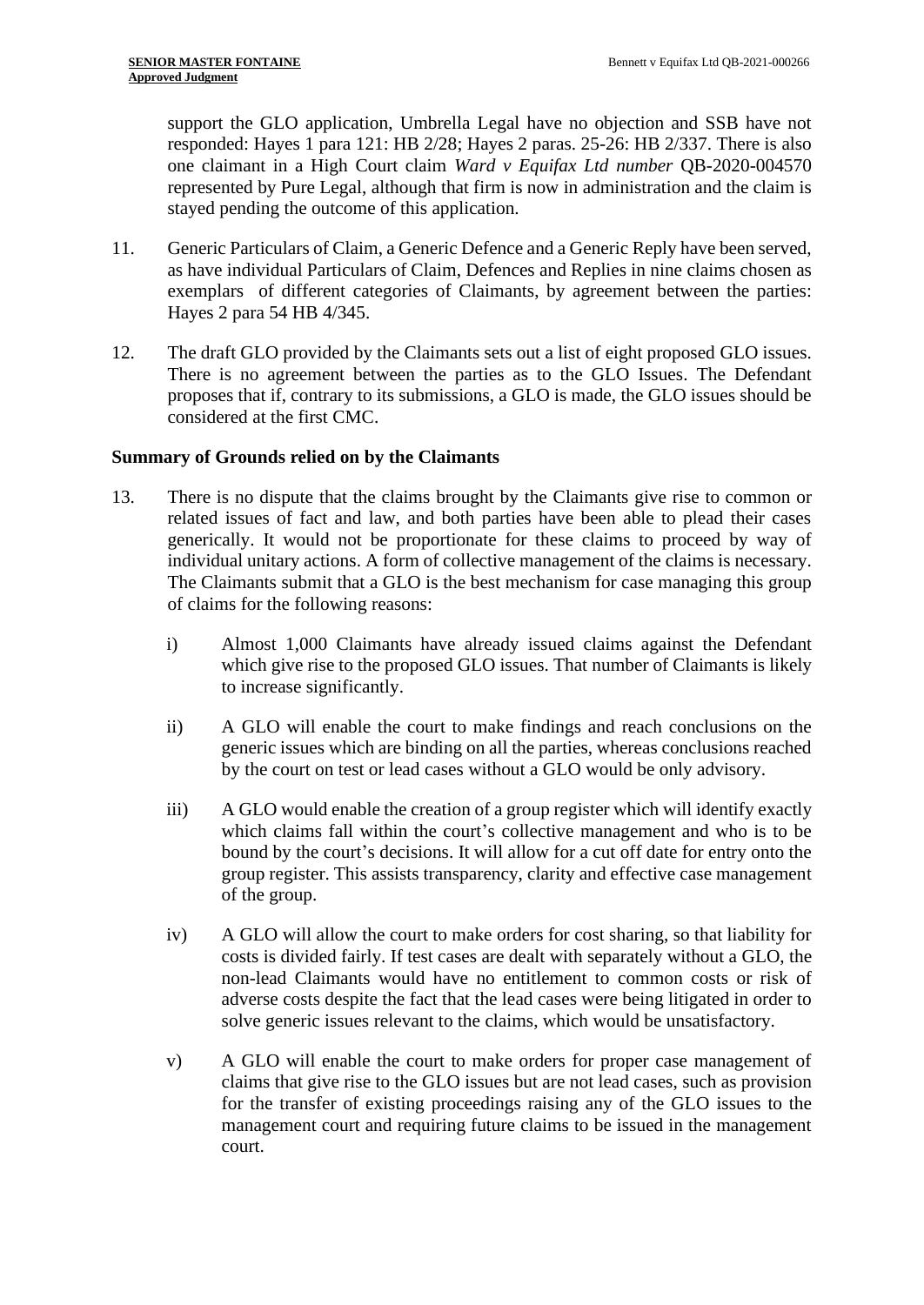support the GLO application, Umbrella Legal have no objection and SSB have not responded: Hayes 1 para 121: HB 2/28; Hayes 2 paras. 25-26: HB 2/337. There is also one claimant in a High Court claim *Ward v Equifax Ltd number* QB-2020-004570 represented by Pure Legal, although that firm is now in administration and the claim is stayed pending the outcome of this application.

11. Generic Particulars of Claim, a Generic Defence and a Generic Reply have been served, as have individual Particulars of Claim, Defences and Replies in nine claims chosen as exemplars of different categories of Claimants, by agreement between the parties: Hayes 2 para 54 HB 4/345.

12. The draft GLO provided by the Claimants sets out a list of eight proposed GLO issues. There is no agreement between the parties as to the GLO Issues. The Defendant proposes that if, contrary to its submissions, a GLO is made, the GLO issues should be considered at the first CMC.

**Summary of Grounds relied on by the Claimants**

13. There is no dispute that the claims brought by the Claimants give rise to common or related issues of fact and law, and both parties have been able to plead their cases generically. It would not be proportionate for these claims to proceed by way of individual unitary actions. A form of collective management of the claims is necessary. The Claimants submit that a GLO is the best mechanism for case managing this group of claims for the following reasons:

    i) Almost 1,000 Claimants have already issued claims against the Defendant which give rise to the proposed GLO issues. That number of Claimants is likely to increase significantly.

    ii) A GLO will enable the court to make findings and reach conclusions on the generic issues which are binding on all the parties, whereas conclusions reached by the court on test or lead cases without a GLO would be only advisory.

    iii) A GLO would enable the creation of a group register which will identify exactly which claims fall within the court's collective management and who is to be bound by the court's decisions. It will allow for a cut off date for entry onto the group register. This assists transparency, clarity and effective case management of the group.

    iv) A GLO will allow the court to make orders for cost sharing, so that liability for costs is divided fairly. If test cases are dealt with separately without a GLO, the non-lead Claimants would have no entitlement to common costs or risk of adverse costs despite the fact that the lead cases were being litigated in order to solve generic issues relevant to the claims, which would be unsatisfactory.

    v) A GLO will enable the court to make orders for proper case management of claims that give rise to the GLO issues but are not lead cases, such as provision for the transfer of existing proceedings raising any of the GLO issues to the management court and requiring future claims to be issued in the management court.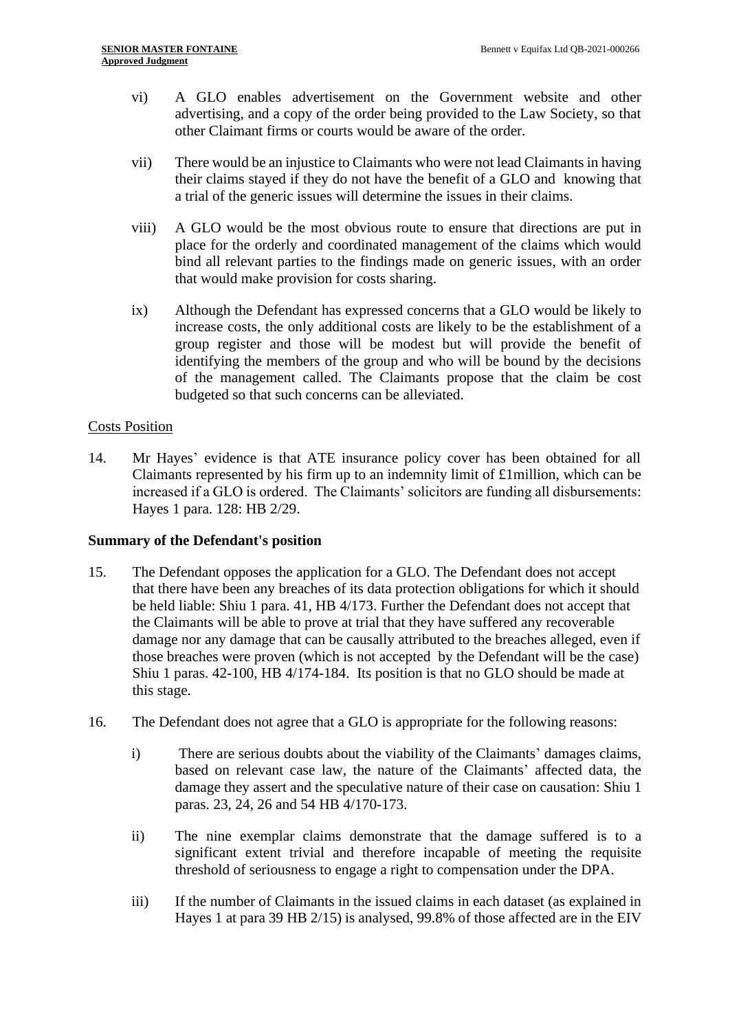vi) A GLO enables advertisement on the Government website and other advertising, and a copy of the order being provided to the Law Society, so that other Claimant firms or courts would be aware of the order.

vii) There would be an injustice to Claimants who were not lead Claimants in having their claims stayed if they do not have the benefit of a GLO and knowing that a trial of the generic issues will determine the issues in their claims.

viii) A GLO would be the most obvious route to ensure that directions are put in place for the orderly and coordinated management of the claims which would bind all relevant parties to the findings made on generic issues, with an order that would make provision for costs sharing.

ix) Although the Defendant has expressed concerns that a GLO would be likely to increase costs, the only additional costs are likely to be the establishment of a group register and those will be modest but will provide the benefit of identifying the members of the group and who will be bound by the decisions of the management called. The Claimants propose that the claim be cost budgeted so that such concerns can be alleviated.

Costs Position

14. Mr Hayes' evidence is that ATE insurance policy cover has been obtained for all Claimants represented by his firm up to an indemnity limit of £1million, which can be increased if a GLO is ordered. The Claimants' solicitors are funding all disbursements: Hayes 1 para. 128: HB 2/29.

**Summary of the Defendant's position**

15. The Defendant opposes the application for a GLO. The Defendant does not accept that there have been any breaches of its data protection obligations for which it should be held liable: Shiu 1 para. 41, HB 4/173. Further the Defendant does not accept that the Claimants will be able to prove at trial that they have suffered any recoverable damage nor any damage that can be causally attributed to the breaches alleged, even if those breaches were proven (which is not accepted by the Defendant will be the case) Shiu 1 paras. 42-100, HB 4/174-184. Its position is that no GLO should be made at this stage.

16. The Defendant does not agree that a GLO is appropriate for the following reasons:

i) There are serious doubts about the viability of the Claimants' damages claims, based on relevant case law, the nature of the Claimants' affected data, the damage they assert and the speculative nature of their case on causation: Shiu 1 paras. 23, 24, 26 and 54 HB 4/170-173.

ii) The nine exemplar claims demonstrate that the damage suffered is to a significant extent trivial and therefore incapable of meeting the requisite threshold of seriousness to engage a right to compensation under the DPA.

iii) If the number of Claimants in the issued claims in each dataset (as explained in Hayes 1 at para 39 HB 2/15) is analysed, 99.8% of those affected are in the EIV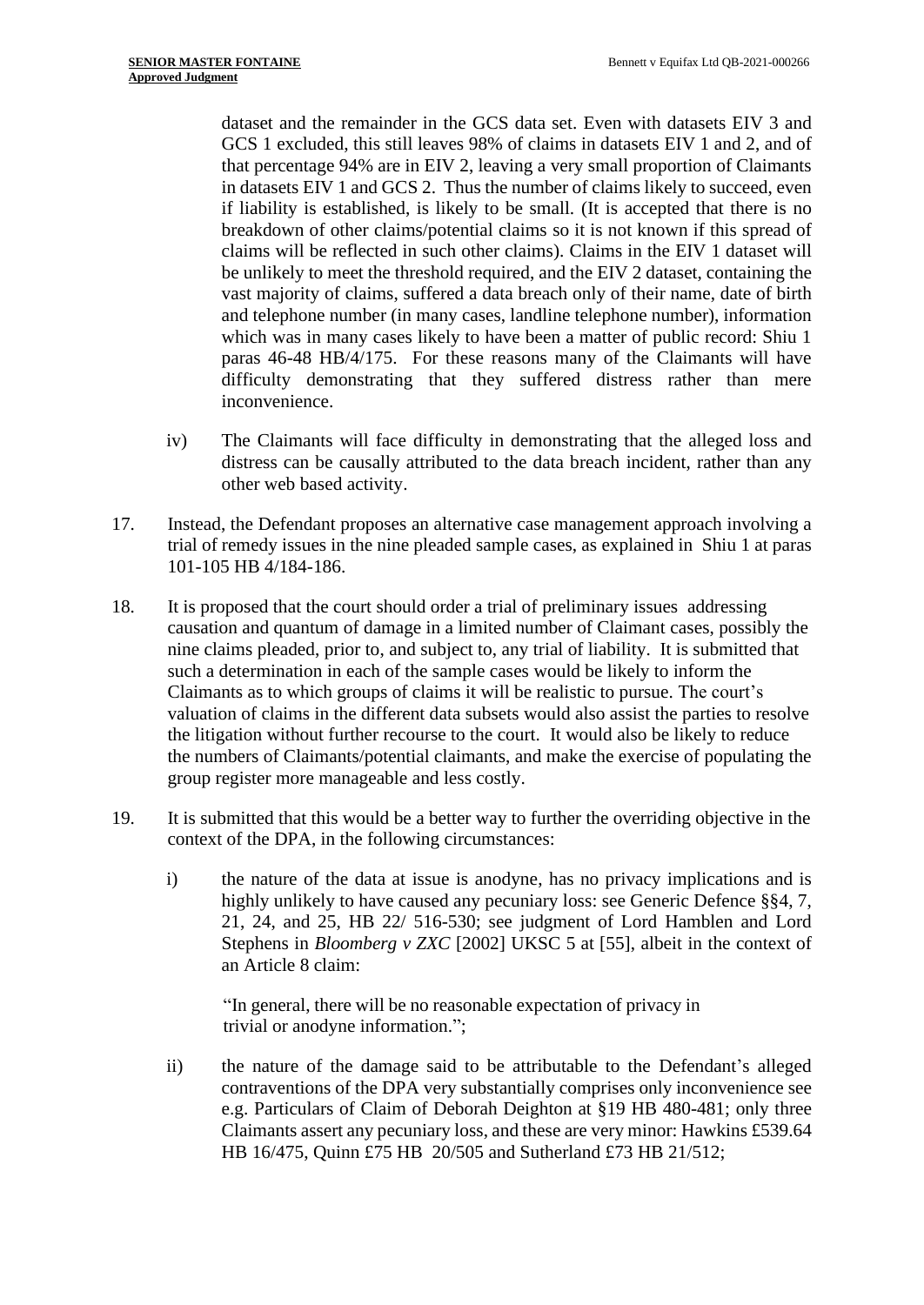dataset and the remainder in the GCS data set. Even with datasets EIV 3 and GCS 1 excluded, this still leaves 98% of claims in datasets EIV 1 and 2, and of that percentage 94% are in EIV 2, leaving a very small proportion of Claimants in datasets EIV 1 and GCS 2. Thus the number of claims likely to succeed, even if liability is established, is likely to be small. (It is accepted that there is no breakdown of other claims/potential claims so it is not known if this spread of claims will be reflected in such other claims). Claims in the EIV 1 dataset will be unlikely to meet the threshold required, and the EIV 2 dataset, containing the vast majority of claims, suffered a data breach only of their name, date of birth and telephone number (in many cases, landline telephone number), information which was in many cases likely to have been a matter of public record: Shiu 1 paras 46-48 HB/4/175. For these reasons many of the Claimants will have difficulty demonstrating that they suffered distress rather than mere inconvenience.

iv) The Claimants will face difficulty in demonstrating that the alleged loss and distress can be causally attributed to the data breach incident, rather than any other web based activity.

17. Instead, the Defendant proposes an alternative case management approach involving a trial of remedy issues in the nine pleaded sample cases, as explained in Shiu 1 at paras 101-105 HB 4/184-186.

18. It is proposed that the court should order a trial of preliminary issues addressing causation and quantum of damage in a limited number of Claimant cases, possibly the nine claims pleaded, prior to, and subject to, any trial of liability. It is submitted that such a determination in each of the sample cases would be likely to inform the Claimants as to which groups of claims it will be realistic to pursue. The court's valuation of claims in the different data subsets would also assist the parties to resolve the litigation without further recourse to the court. It would also be likely to reduce the numbers of Claimants/potential claimants, and make the exercise of populating the group register more manageable and less costly.

19. It is submitted that this would be a better way to further the overriding objective in the context of the DPA, in the following circumstances:

i) the nature of the data at issue is anodyne, has no privacy implications and is highly unlikely to have caused any pecuniary loss: see Generic Defence §§4, 7, 21, 24, and 25, HB 22/ 516-530; see judgment of Lord Hamblen and Lord Stephens in *Bloomberg v ZXC* [2002] UKSC 5 at [55], albeit in the context of an Article 8 claim:

> "In general, there will be no reasonable expectation of privacy in trivial or anodyne information.";

ii) the nature of the damage said to be attributable to the Defendant's alleged contraventions of the DPA very substantially comprises only inconvenience see e.g. Particulars of Claim of Deborah Deighton at §19 HB 480-481; only three Claimants assert any pecuniary loss, and these are very minor: Hawkins £539.64 HB 16/475, Quinn £75 HB 20/505 and Sutherland £73 HB 21/512;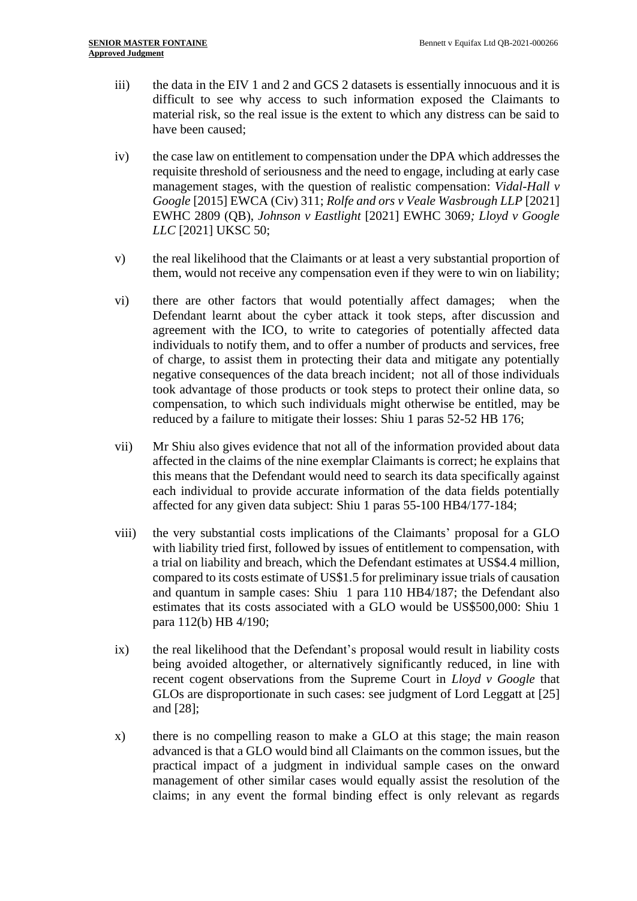iii) the data in the EIV 1 and 2 and GCS 2 datasets is essentially innocuous and it is difficult to see why access to such information exposed the Claimants to material risk, so the real issue is the extent to which any distress can be said to have been caused;

iv) the case law on entitlement to compensation under the DPA which addresses the requisite threshold of seriousness and the need to engage, including at early case management stages, with the question of realistic compensation: *Vidal-Hall v Google* [2015] EWCA (Civ) 311; *Rolfe and ors v Veale Wasbrough LLP* [2021] EWHC 2809 (QB), *Johnson v Eastlight* [2021] EWHC 3069*; Lloyd v Google LLC* [2021] UKSC 50;

v) the real likelihood that the Claimants or at least a very substantial proportion of them, would not receive any compensation even if they were to win on liability;

vi) there are other factors that would potentially affect damages; when the Defendant learnt about the cyber attack it took steps, after discussion and agreement with the ICO, to write to categories of potentially affected data individuals to notify them, and to offer a number of products and services, free of charge, to assist them in protecting their data and mitigate any potentially negative consequences of the data breach incident; not all of those individuals took advantage of those products or took steps to protect their online data, so compensation, to which such individuals might otherwise be entitled, may be reduced by a failure to mitigate their losses: Shiu 1 paras 52-52 HB 176;

vii) Mr Shiu also gives evidence that not all of the information provided about data affected in the claims of the nine exemplar Claimants is correct; he explains that this means that the Defendant would need to search its data specifically against each individual to provide accurate information of the data fields potentially affected for any given data subject: Shiu 1 paras 55-100 HB4/177-184;

viii) the very substantial costs implications of the Claimants' proposal for a GLO with liability tried first, followed by issues of entitlement to compensation, with a trial on liability and breach, which the Defendant estimates at US$4.4 million, compared to its costs estimate of US$1.5 for preliminary issue trials of causation and quantum in sample cases: Shiu 1 para 110 HB4/187; the Defendant also estimates that its costs associated with a GLO would be US$500,000: Shiu 1 para 112(b) HB 4/190;

ix) the real likelihood that the Defendant's proposal would result in liability costs being avoided altogether, or alternatively significantly reduced, in line with recent cogent observations from the Supreme Court in *Lloyd v Google* that GLOs are disproportionate in such cases: see judgment of Lord Leggatt at [25] and [28];

x) there is no compelling reason to make a GLO at this stage; the main reason advanced is that a GLO would bind all Claimants on the common issues, but the practical impact of a judgment in individual sample cases on the onward management of other similar cases would equally assist the resolution of the claims; in any event the formal binding effect is only relevant as regards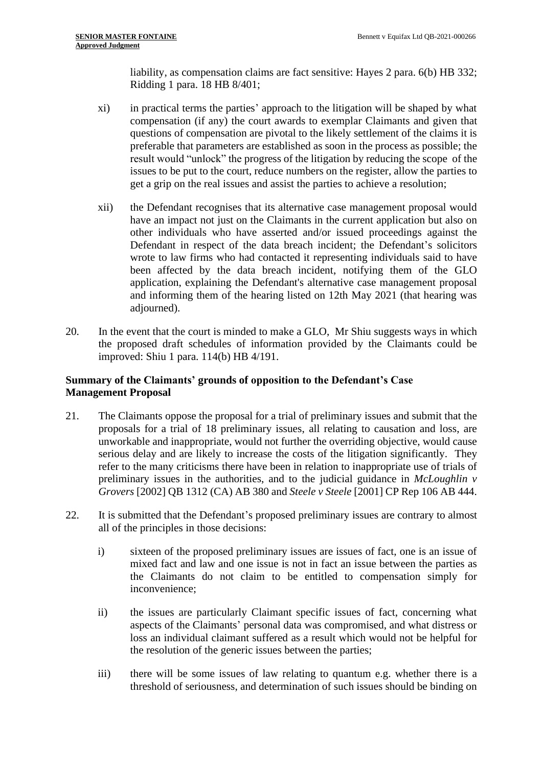liability, as compensation claims are fact sensitive: Hayes 2 para. 6(b) HB 332; Ridding 1 para. 18 HB 8/401;

xi) in practical terms the parties' approach to the litigation will be shaped by what compensation (if any) the court awards to exemplar Claimants and given that questions of compensation are pivotal to the likely settlement of the claims it is preferable that parameters are established as soon in the process as possible; the result would "unlock" the progress of the litigation by reducing the scope of the issues to be put to the court, reduce numbers on the register, allow the parties to get a grip on the real issues and assist the parties to achieve a resolution;

xii) the Defendant recognises that its alternative case management proposal would have an impact not just on the Claimants in the current application but also on other individuals who have asserted and/or issued proceedings against the Defendant in respect of the data breach incident; the Defendant's solicitors wrote to law firms who had contacted it representing individuals said to have been affected by the data breach incident, notifying them of the GLO application, explaining the Defendant's alternative case management proposal and informing them of the hearing listed on 12th May 2021 (that hearing was adjourned).

20. In the event that the court is minded to make a GLO, Mr Shiu suggests ways in which the proposed draft schedules of information provided by the Claimants could be improved: Shiu 1 para. 114(b) HB 4/191.

**Summary of the Claimants' grounds of opposition to the Defendant's Case Management Proposal**

21. The Claimants oppose the proposal for a trial of preliminary issues and submit that the proposals for a trial of 18 preliminary issues, all relating to causation and loss, are unworkable and inappropriate, would not further the overriding objective, would cause serious delay and are likely to increase the costs of the litigation significantly. They refer to the many criticisms there have been in relation to inappropriate use of trials of preliminary issues in the authorities, and to the judicial guidance in *McLoughlin v Grovers* [2002] QB 1312 (CA) AB 380 and *Steele v Steele* [2001] CP Rep 106 AB 444.

22. It is submitted that the Defendant's proposed preliminary issues are contrary to almost all of the principles in those decisions:

i) sixteen of the proposed preliminary issues are issues of fact, one is an issue of mixed fact and law and one issue is not in fact an issue between the parties as the Claimants do not claim to be entitled to compensation simply for inconvenience;

ii) the issues are particularly Claimant specific issues of fact, concerning what aspects of the Claimants' personal data was compromised, and what distress or loss an individual claimant suffered as a result which would not be helpful for the resolution of the generic issues between the parties;

iii) there will be some issues of law relating to quantum e.g. whether there is a threshold of seriousness, and determination of such issues should be binding on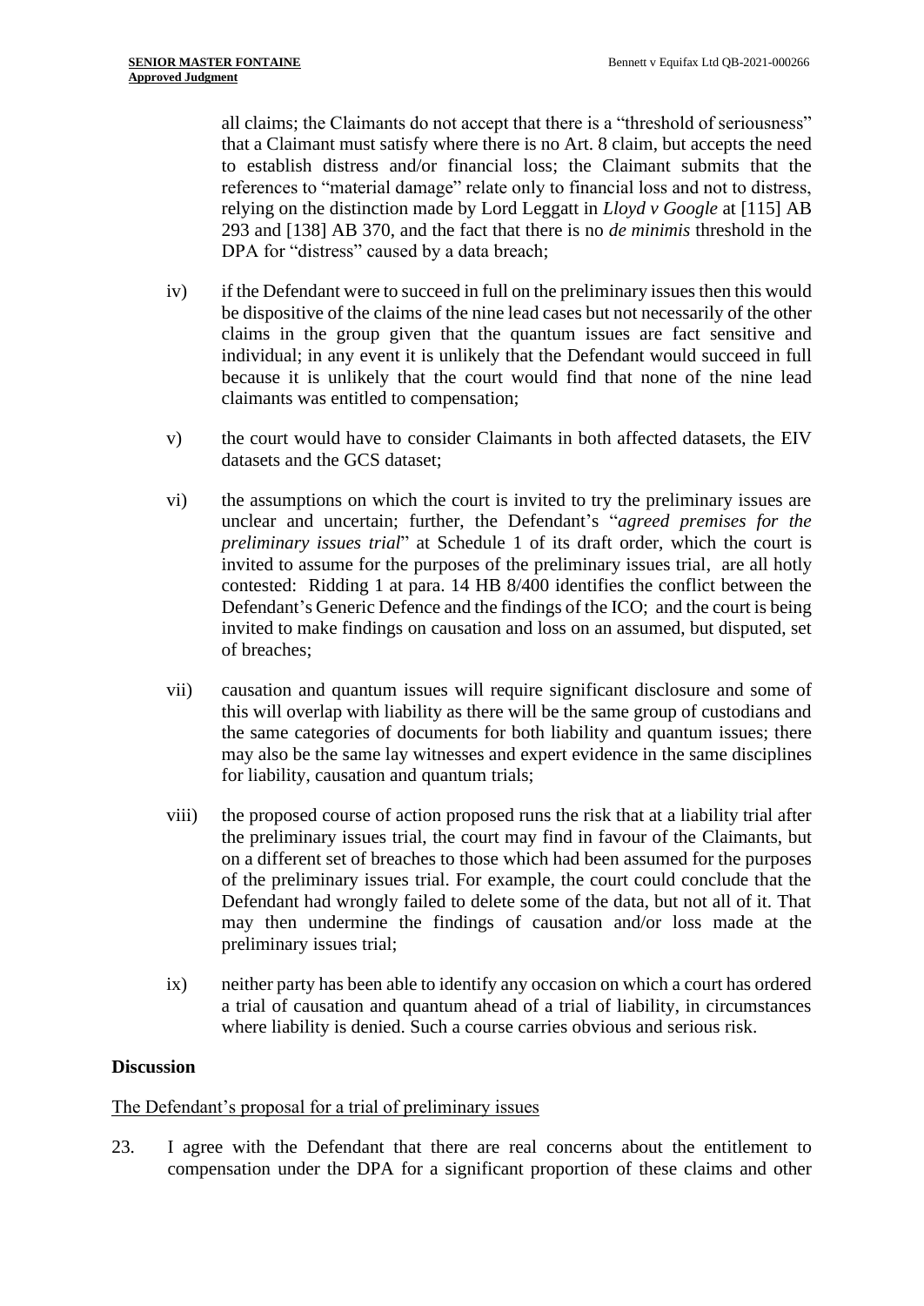all claims; the Claimants do not accept that there is a "threshold of seriousness" that a Claimant must satisfy where there is no Art. 8 claim, but accepts the need to establish distress and/or financial loss; the Claimant submits that the references to "material damage" relate only to financial loss and not to distress, relying on the distinction made by Lord Leggatt in *Lloyd v Google* at [115] AB 293 and [138] AB 370, and the fact that there is no *de minimis* threshold in the DPA for "distress" caused by a data breach;

iv) if the Defendant were to succeed in full on the preliminary issues then this would be dispositive of the claims of the nine lead cases but not necessarily of the other claims in the group given that the quantum issues are fact sensitive and individual; in any event it is unlikely that the Defendant would succeed in full because it is unlikely that the court would find that none of the nine lead claimants was entitled to compensation;

v) the court would have to consider Claimants in both affected datasets, the EIV datasets and the GCS dataset;

vi) the assumptions on which the court is invited to try the preliminary issues are unclear and uncertain; further, the Defendant's "*agreed premises for the preliminary issues trial*" at Schedule 1 of its draft order, which the court is invited to assume for the purposes of the preliminary issues trial, are all hotly contested: Ridding 1 at para. 14 HB 8/400 identifies the conflict between the Defendant's Generic Defence and the findings of the ICO; and the court is being invited to make findings on causation and loss on an assumed, but disputed, set of breaches;

vii) causation and quantum issues will require significant disclosure and some of this will overlap with liability as there will be the same group of custodians and the same categories of documents for both liability and quantum issues; there may also be the same lay witnesses and expert evidence in the same disciplines for liability, causation and quantum trials;

viii) the proposed course of action proposed runs the risk that at a liability trial after the preliminary issues trial, the court may find in favour of the Claimants, but on a different set of breaches to those which had been assumed for the purposes of the preliminary issues trial. For example, the court could conclude that the Defendant had wrongly failed to delete some of the data, but not all of it. That may then undermine the findings of causation and/or loss made at the preliminary issues trial;

ix) neither party has been able to identify any occasion on which a court has ordered a trial of causation and quantum ahead of a trial of liability, in circumstances where liability is denied. Such a course carries obvious and serious risk.

## Discussion

The Defendant's proposal for a trial of preliminary issues

23. I agree with the Defendant that there are real concerns about the entitlement to compensation under the DPA for a significant proportion of these claims and other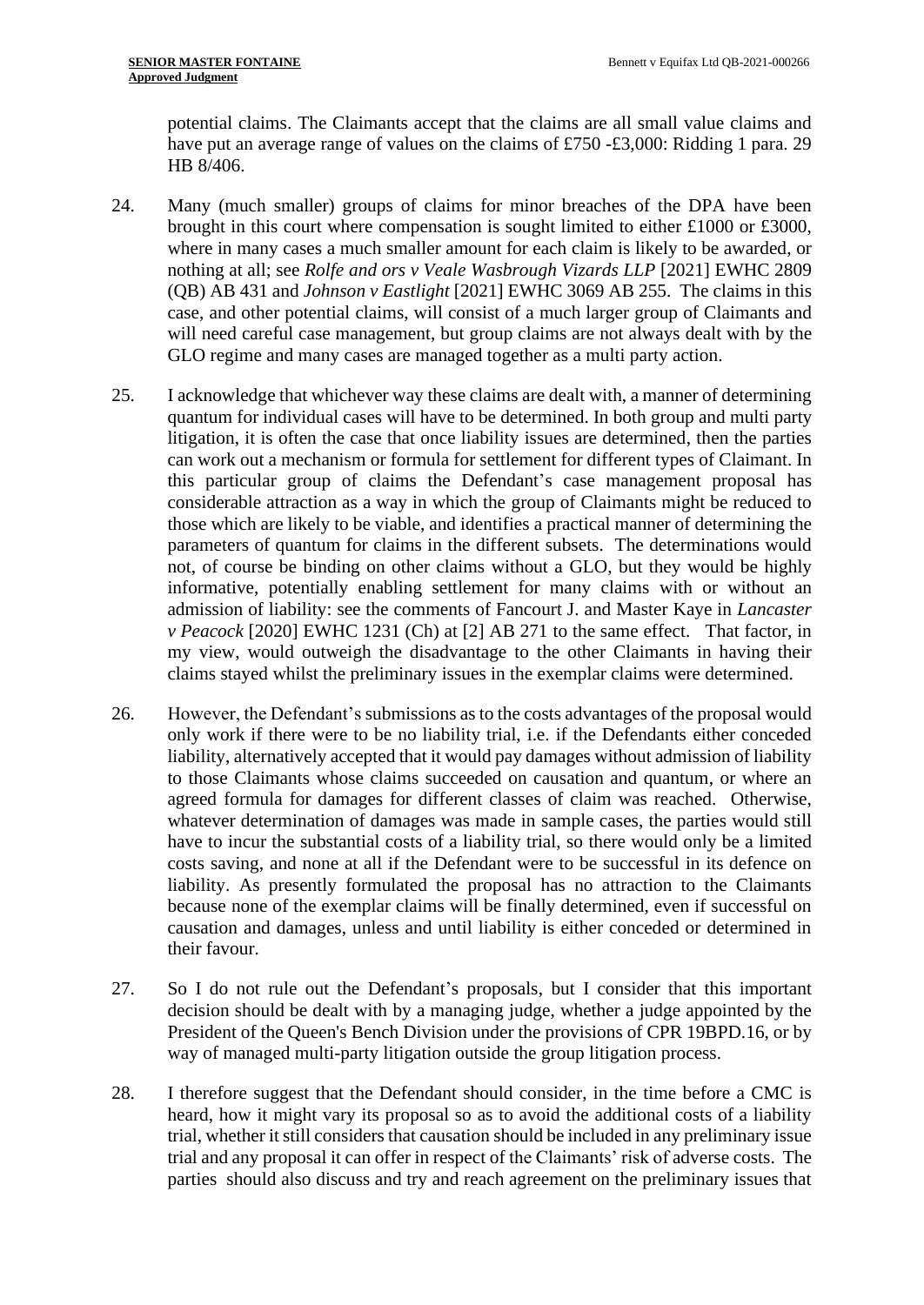potential claims. The Claimants accept that the claims are all small value claims and have put an average range of values on the claims of £750 -£3,000: Ridding 1 para. 29 HB 8/406.

24. Many (much smaller) groups of claims for minor breaches of the DPA have been brought in this court where compensation is sought limited to either £1000 or £3000, where in many cases a much smaller amount for each claim is likely to be awarded, or nothing at all; see *Rolfe and ors v Veale Wasbrough Vizards LLP* [2021] EWHC 2809 (QB) AB 431 and *Johnson v Eastlight* [2021] EWHC 3069 AB 255. The claims in this case, and other potential claims, will consist of a much larger group of Claimants and will need careful case management, but group claims are not always dealt with by the GLO regime and many cases are managed together as a multi party action.

25. I acknowledge that whichever way these claims are dealt with, a manner of determining quantum for individual cases will have to be determined. In both group and multi party litigation, it is often the case that once liability issues are determined, then the parties can work out a mechanism or formula for settlement for different types of Claimant. In this particular group of claims the Defendant's case management proposal has considerable attraction as a way in which the group of Claimants might be reduced to those which are likely to be viable, and identifies a practical manner of determining the parameters of quantum for claims in the different subsets. The determinations would not, of course be binding on other claims without a GLO, but they would be highly informative, potentially enabling settlement for many claims with or without an admission of liability: see the comments of Fancourt J. and Master Kaye in *Lancaster v Peacock* [2020] EWHC 1231 (Ch) at [2] AB 271 to the same effect. That factor, in my view, would outweigh the disadvantage to the other Claimants in having their claims stayed whilst the preliminary issues in the exemplar claims were determined.

26. However, the Defendant's submissions as to the costs advantages of the proposal would only work if there were to be no liability trial, i.e. if the Defendants either conceded liability, alternatively accepted that it would pay damages without admission of liability to those Claimants whose claims succeeded on causation and quantum, or where an agreed formula for damages for different classes of claim was reached. Otherwise, whatever determination of damages was made in sample cases, the parties would still have to incur the substantial costs of a liability trial, so there would only be a limited costs saving, and none at all if the Defendant were to be successful in its defence on liability. As presently formulated the proposal has no attraction to the Claimants because none of the exemplar claims will be finally determined, even if successful on causation and damages, unless and until liability is either conceded or determined in their favour.

27. So I do not rule out the Defendant's proposals, but I consider that this important decision should be dealt with by a managing judge, whether a judge appointed by the President of the Queen's Bench Division under the provisions of CPR 19BPD.16, or by way of managed multi-party litigation outside the group litigation process.

28. I therefore suggest that the Defendant should consider, in the time before a CMC is heard, how it might vary its proposal so as to avoid the additional costs of a liability trial, whether it still considers that causation should be included in any preliminary issue trial and any proposal it can offer in respect of the Claimants' risk of adverse costs. The parties should also discuss and try and reach agreement on the preliminary issues that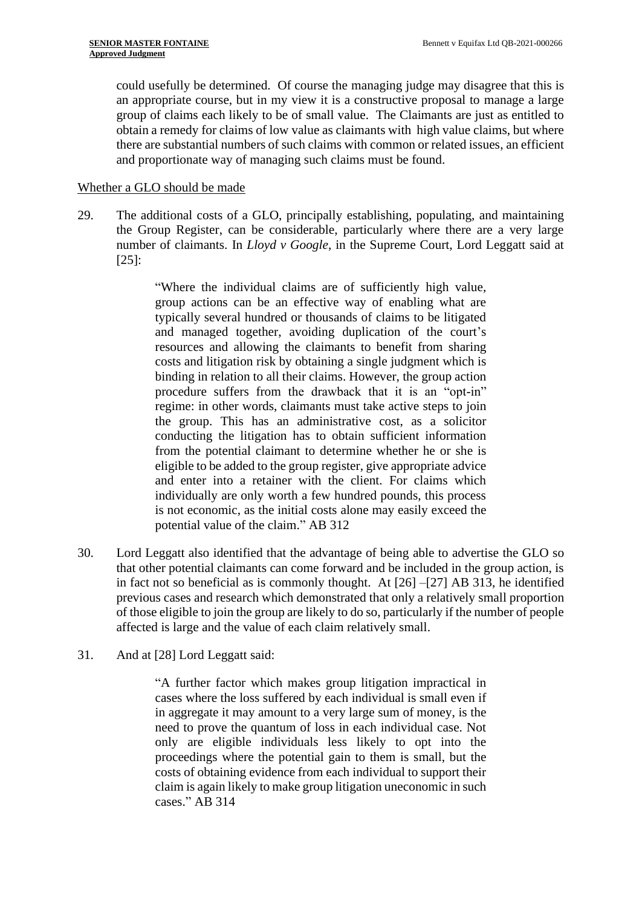could usefully be determined. Of course the managing judge may disagree that this is an appropriate course, but in my view it is a constructive proposal to manage a large group of claims each likely to be of small value. The Claimants are just as entitled to obtain a remedy for claims of low value as claimants with high value claims, but where there are substantial numbers of such claims with common or related issues, an efficient and proportionate way of managing such claims must be found.

Whether a GLO should be made

29. The additional costs of a GLO, principally establishing, populating, and maintaining the Group Register, can be considerable, particularly where there are a very large number of claimants. In *Lloyd v Google*, in the Supreme Court, Lord Leggatt said at [25]:

> "Where the individual claims are of sufficiently high value, group actions can be an effective way of enabling what are typically several hundred or thousands of claims to be litigated and managed together, avoiding duplication of the court's resources and allowing the claimants to benefit from sharing costs and litigation risk by obtaining a single judgment which is binding in relation to all their claims. However, the group action procedure suffers from the drawback that it is an "opt-in" regime: in other words, claimants must take active steps to join the group. This has an administrative cost, as a solicitor conducting the litigation has to obtain sufficient information from the potential claimant to determine whether he or she is eligible to be added to the group register, give appropriate advice and enter into a retainer with the client. For claims which individually are only worth a few hundred pounds, this process is not economic, as the initial costs alone may easily exceed the potential value of the claim." AB 312

30. Lord Leggatt also identified that the advantage of being able to advertise the GLO so that other potential claimants can come forward and be included in the group action, is in fact not so beneficial as is commonly thought. At [26] –[27] AB 313, he identified previous cases and research which demonstrated that only a relatively small proportion of those eligible to join the group are likely to do so, particularly if the number of people affected is large and the value of each claim relatively small.

31. And at [28] Lord Leggatt said:

> "A further factor which makes group litigation impractical in cases where the loss suffered by each individual is small even if in aggregate it may amount to a very large sum of money, is the need to prove the quantum of loss in each individual case. Not only are eligible individuals less likely to opt into the proceedings where the potential gain to them is small, but the costs of obtaining evidence from each individual to support their claim is again likely to make group litigation uneconomic in such cases." AB 314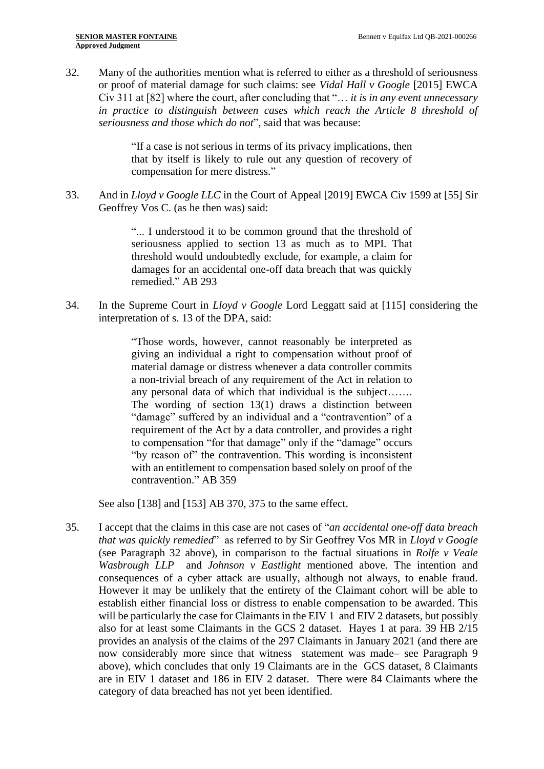32. Many of the authorities mention what is referred to either as a threshold of seriousness or proof of material damage for such claims: see *Vidal Hall v Google* [2015] EWCA Civ 311 at [82] where the court, after concluding that "… *it is in any event unnecessary in practice to distinguish between cases which reach the Article 8 threshold of seriousness and those which do not*", said that was because:

> "If a case is not serious in terms of its privacy implications, then that by itself is likely to rule out any question of recovery of compensation for mere distress."

33. And in *Lloyd v Google LLC* in the Court of Appeal [2019] EWCA Civ 1599 at [55] Sir Geoffrey Vos C. (as he then was) said:

> "... I understood it to be common ground that the threshold of seriousness applied to section 13 as much as to MPI. That threshold would undoubtedly exclude, for example, a claim for damages for an accidental one-off data breach that was quickly remedied." AB 293

34. In the Supreme Court in *Lloyd v Google* Lord Leggatt said at [115] considering the interpretation of s. 13 of the DPA, said:

> "Those words, however, cannot reasonably be interpreted as giving an individual a right to compensation without proof of material damage or distress whenever a data controller commits a non-trivial breach of any requirement of the Act in relation to any personal data of which that individual is the subject……. The wording of section 13(1) draws a distinction between "damage" suffered by an individual and a "contravention" of a requirement of the Act by a data controller, and provides a right to compensation "for that damage" only if the "damage" occurs "by reason of" the contravention. This wording is inconsistent with an entitlement to compensation based solely on proof of the contravention." AB 359

See also [138] and [153] AB 370, 375 to the same effect.

35. I accept that the claims in this case are not cases of "*an accidental one-off data breach that was quickly remedied*" as referred to by Sir Geoffrey Vos MR in *Lloyd v Google* (see Paragraph 32 above), in comparison to the factual situations in *Rolfe v Veale Wasbrough LLP* and *Johnson v Eastlight* mentioned above. The intention and consequences of a cyber attack are usually, although not always, to enable fraud. However it may be unlikely that the entirety of the Claimant cohort will be able to establish either financial loss or distress to enable compensation to be awarded. This will be particularly the case for Claimants in the EIV 1 and EIV 2 datasets, but possibly also for at least some Claimants in the GCS 2 dataset. Hayes 1 at para. 39 HB 2/15 provides an analysis of the claims of the 297 Claimants in January 2021 (and there are now considerably more since that witness statement was made– see Paragraph 9 above), which concludes that only 19 Claimants are in the GCS dataset, 8 Claimants are in EIV 1 dataset and 186 in EIV 2 dataset. There were 84 Claimants where the category of data breached has not yet been identified.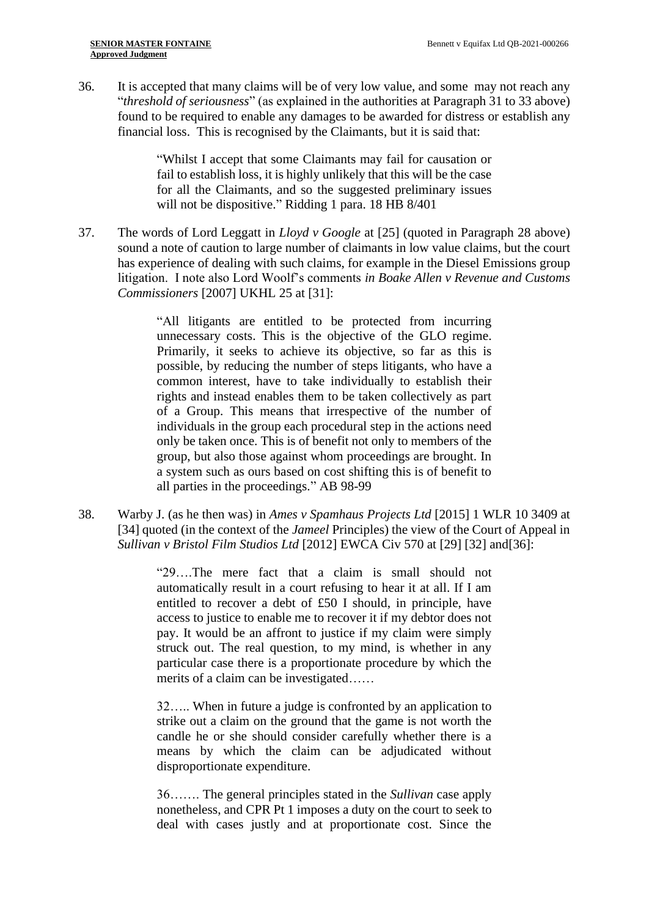36. It is accepted that many claims will be of very low value, and some may not reach any "*threshold of seriousness*" (as explained in the authorities at Paragraph 31 to 33 above) found to be required to enable any damages to be awarded for distress or establish any financial loss. This is recognised by the Claimants, but it is said that:

> "Whilst I accept that some Claimants may fail for causation or fail to establish loss, it is highly unlikely that this will be the case for all the Claimants, and so the suggested preliminary issues will not be dispositive." Ridding 1 para. 18 HB 8/401

37. The words of Lord Leggatt in *Lloyd v Google* at [25] (quoted in Paragraph 28 above) sound a note of caution to large number of claimants in low value claims, but the court has experience of dealing with such claims, for example in the Diesel Emissions group litigation. I note also Lord Woolf's comments *in Boake Allen v Revenue and Customs Commissioners* [2007] UKHL 25 at [31]:

> "All litigants are entitled to be protected from incurring unnecessary costs. This is the objective of the GLO regime. Primarily, it seeks to achieve its objective, so far as this is possible, by reducing the number of steps litigants, who have a common interest, have to take individually to establish their rights and instead enables them to be taken collectively as part of a Group. This means that irrespective of the number of individuals in the group each procedural step in the actions need only be taken once. This is of benefit not only to members of the group, but also those against whom proceedings are brought. In a system such as ours based on cost shifting this is of benefit to all parties in the proceedings." AB 98-99

38. Warby J. (as he then was) in *Ames v Spamhaus Projects Ltd* [2015] 1 WLR 10 3409 at [34] quoted (in the context of the *Jameel* Principles) the view of the Court of Appeal in *Sullivan v Bristol Film Studios Ltd* [2012] EWCA Civ 570 at [29] [32] and[36]:

> "29….The mere fact that a claim is small should not automatically result in a court refusing to hear it at all. If I am entitled to recover a debt of £50 I should, in principle, have access to justice to enable me to recover it if my debtor does not pay. It would be an affront to justice if my claim were simply struck out. The real question, to my mind, is whether in any particular case there is a proportionate procedure by which the merits of a claim can be investigated……
>
> 32….. When in future a judge is confronted by an application to strike out a claim on the ground that the game is not worth the candle he or she should consider carefully whether there is a means by which the claim can be adjudicated without disproportionate expenditure.
>
> 36……. The general principles stated in the *Sullivan* case apply nonetheless, and CPR Pt 1 imposes a duty on the court to seek to deal with cases justly and at proportionate cost. Since the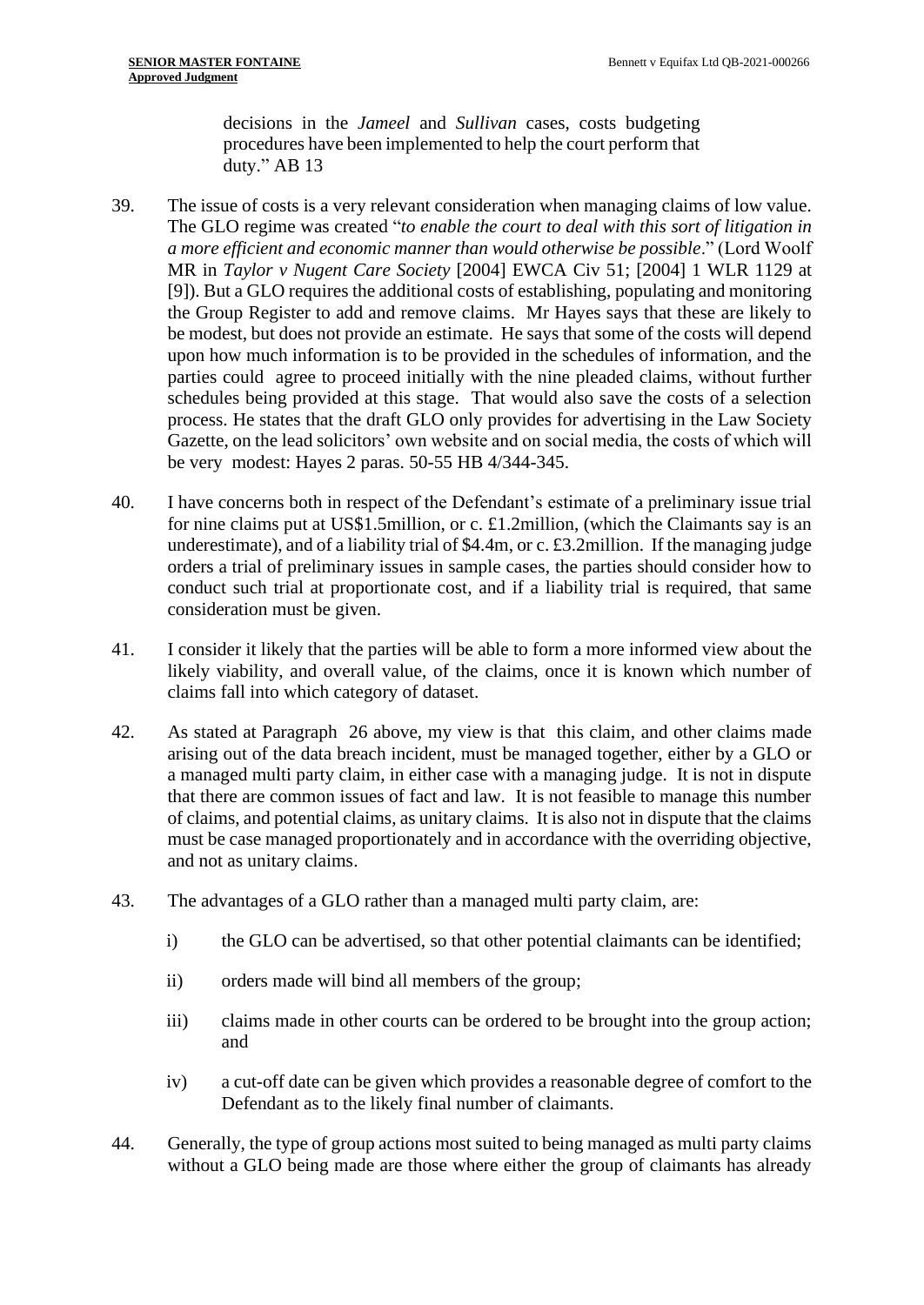decisions in the *Jameel* and *Sullivan* cases, costs budgeting procedures have been implemented to help the court perform that duty." AB 13

39. The issue of costs is a very relevant consideration when managing claims of low value. The GLO regime was created "*to enable the court to deal with this sort of litigation in a more efficient and economic manner than would otherwise be possible*." (Lord Woolf MR in *Taylor v Nugent Care Society* [2004] EWCA Civ 51; [2004] 1 WLR 1129 at [9]). But a GLO requires the additional costs of establishing, populating and monitoring the Group Register to add and remove claims. Mr Hayes says that these are likely to be modest, but does not provide an estimate. He says that some of the costs will depend upon how much information is to be provided in the schedules of information, and the parties could agree to proceed initially with the nine pleaded claims, without further schedules being provided at this stage. That would also save the costs of a selection process. He states that the draft GLO only provides for advertising in the Law Society Gazette, on the lead solicitors' own website and on social media, the costs of which will be very modest: Hayes 2 paras. 50-55 HB 4/344-345.

40. I have concerns both in respect of the Defendant's estimate of a preliminary issue trial for nine claims put at US$1.5million, or c. £1.2million, (which the Claimants say is an underestimate), and of a liability trial of $4.4m, or c. £3.2million. If the managing judge orders a trial of preliminary issues in sample cases, the parties should consider how to conduct such trial at proportionate cost, and if a liability trial is required, that same consideration must be given.

41. I consider it likely that the parties will be able to form a more informed view about the likely viability, and overall value, of the claims, once it is known which number of claims fall into which category of dataset.

42. As stated at Paragraph 26 above, my view is that this claim, and other claims made arising out of the data breach incident, must be managed together, either by a GLO or a managed multi party claim, in either case with a managing judge. It is not in dispute that there are common issues of fact and law. It is not feasible to manage this number of claims, and potential claims, as unitary claims. It is also not in dispute that the claims must be case managed proportionately and in accordance with the overriding objective, and not as unitary claims.

43. The advantages of a GLO rather than a managed multi party claim, are:

    i) the GLO can be advertised, so that other potential claimants can be identified;

    ii) orders made will bind all members of the group;

    iii) claims made in other courts can be ordered to be brought into the group action; and

    iv) a cut-off date can be given which provides a reasonable degree of comfort to the Defendant as to the likely final number of claimants.

44. Generally, the type of group actions most suited to being managed as multi party claims without a GLO being made are those where either the group of claimants has already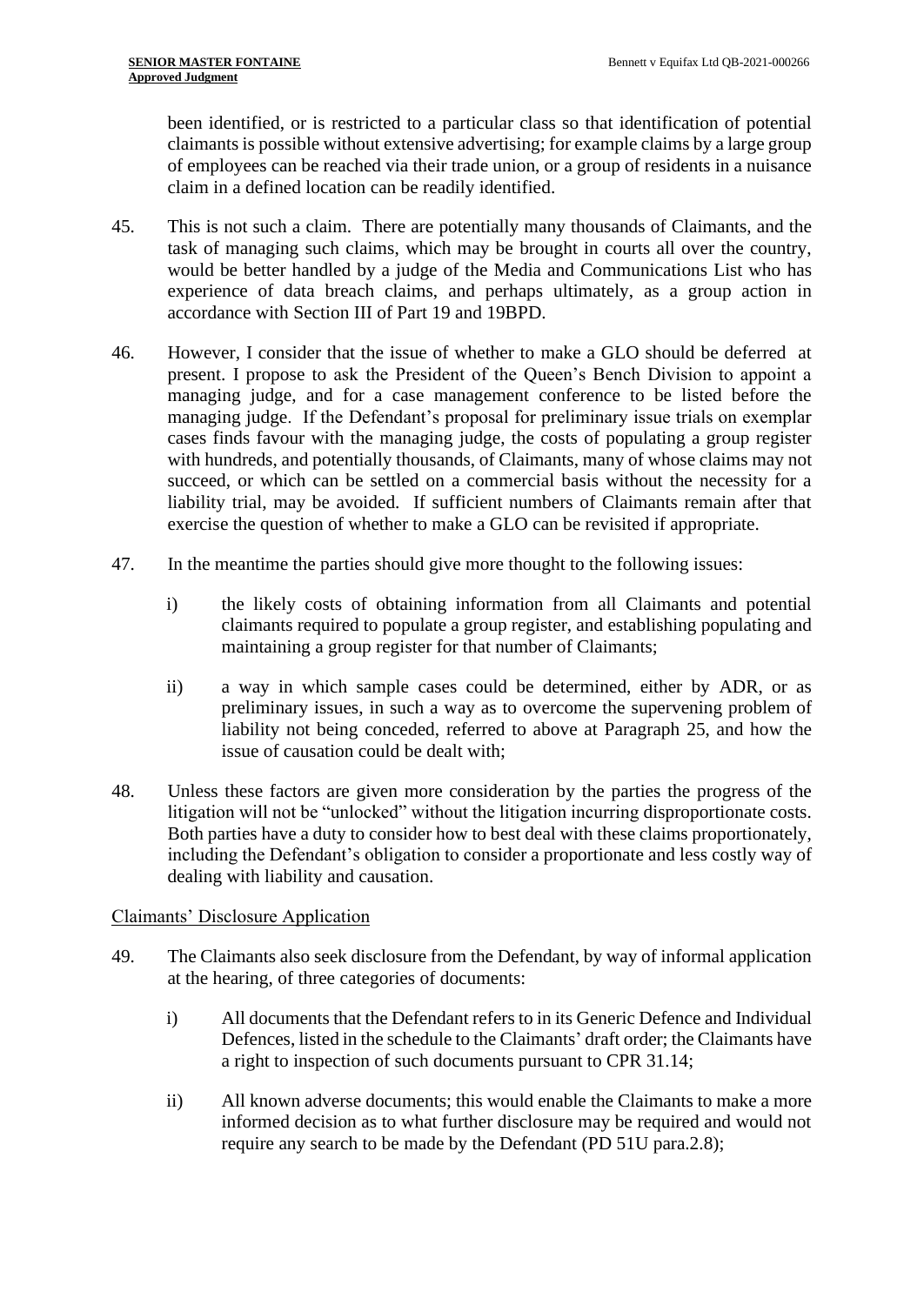been identified, or is restricted to a particular class so that identification of potential claimants is possible without extensive advertising; for example claims by a large group of employees can be reached via their trade union, or a group of residents in a nuisance claim in a defined location can be readily identified.

45. This is not such a claim. There are potentially many thousands of Claimants, and the task of managing such claims, which may be brought in courts all over the country, would be better handled by a judge of the Media and Communications List who has experience of data breach claims, and perhaps ultimately, as a group action in accordance with Section III of Part 19 and 19BPD.

46. However, I consider that the issue of whether to make a GLO should be deferred at present. I propose to ask the President of the Queen's Bench Division to appoint a managing judge, and for a case management conference to be listed before the managing judge. If the Defendant's proposal for preliminary issue trials on exemplar cases finds favour with the managing judge, the costs of populating a group register with hundreds, and potentially thousands, of Claimants, many of whose claims may not succeed, or which can be settled on a commercial basis without the necessity for a liability trial, may be avoided. If sufficient numbers of Claimants remain after that exercise the question of whether to make a GLO can be revisited if appropriate.

47. In the meantime the parties should give more thought to the following issues:

    i) the likely costs of obtaining information from all Claimants and potential claimants required to populate a group register, and establishing populating and maintaining a group register for that number of Claimants;

    ii) a way in which sample cases could be determined, either by ADR, or as preliminary issues, in such a way as to overcome the supervening problem of liability not being conceded, referred to above at Paragraph 25, and how the issue of causation could be dealt with;

48. Unless these factors are given more consideration by the parties the progress of the litigation will not be "unlocked" without the litigation incurring disproportionate costs. Both parties have a duty to consider how to best deal with these claims proportionately, including the Defendant's obligation to consider a proportionate and less costly way of dealing with liability and causation.

## Claimants' Disclosure Application

49. The Claimants also seek disclosure from the Defendant, by way of informal application at the hearing, of three categories of documents:

    i) All documents that the Defendant refers to in its Generic Defence and Individual Defences, listed in the schedule to the Claimants' draft order; the Claimants have a right to inspection of such documents pursuant to CPR 31.14;

    ii) All known adverse documents; this would enable the Claimants to make a more informed decision as to what further disclosure may be required and would not require any search to be made by the Defendant (PD 51U para.2.8);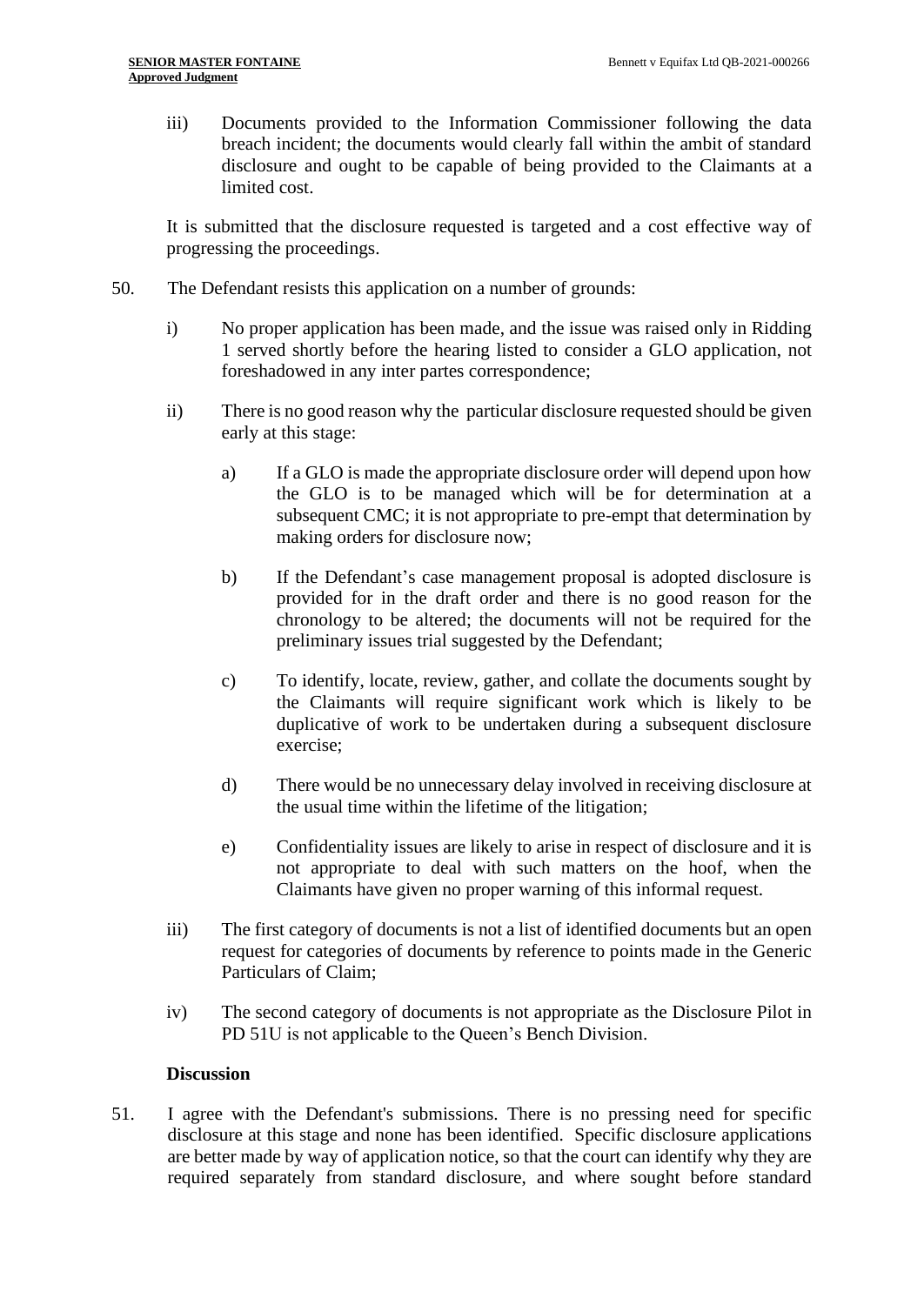iii) Documents provided to the Information Commissioner following the data breach incident; the documents would clearly fall within the ambit of standard disclosure and ought to be capable of being provided to the Claimants at a limited cost.

It is submitted that the disclosure requested is targeted and a cost effective way of progressing the proceedings.

50. The Defendant resists this application on a number of grounds:

i) No proper application has been made, and the issue was raised only in Ridding 1 served shortly before the hearing listed to consider a GLO application, not foreshadowed in any inter partes correspondence;

ii) There is no good reason why the particular disclosure requested should be given early at this stage:

a) If a GLO is made the appropriate disclosure order will depend upon how the GLO is to be managed which will be for determination at a subsequent CMC; it is not appropriate to pre-empt that determination by making orders for disclosure now;

b) If the Defendant's case management proposal is adopted disclosure is provided for in the draft order and there is no good reason for the chronology to be altered; the documents will not be required for the preliminary issues trial suggested by the Defendant;

c) To identify, locate, review, gather, and collate the documents sought by the Claimants will require significant work which is likely to be duplicative of work to be undertaken during a subsequent disclosure exercise;

d) There would be no unnecessary delay involved in receiving disclosure at the usual time within the lifetime of the litigation;

e) Confidentiality issues are likely to arise in respect of disclosure and it is not appropriate to deal with such matters on the hoof, when the Claimants have given no proper warning of this informal request.

iii) The first category of documents is not a list of identified documents but an open request for categories of documents by reference to points made in the Generic Particulars of Claim;

iv) The second category of documents is not appropriate as the Disclosure Pilot in PD 51U is not applicable to the Queen's Bench Division.

**Discussion**

51. I agree with the Defendant's submissions. There is no pressing need for specific disclosure at this stage and none has been identified. Specific disclosure applications are better made by way of application notice, so that the court can identify why they are required separately from standard disclosure, and where sought before standard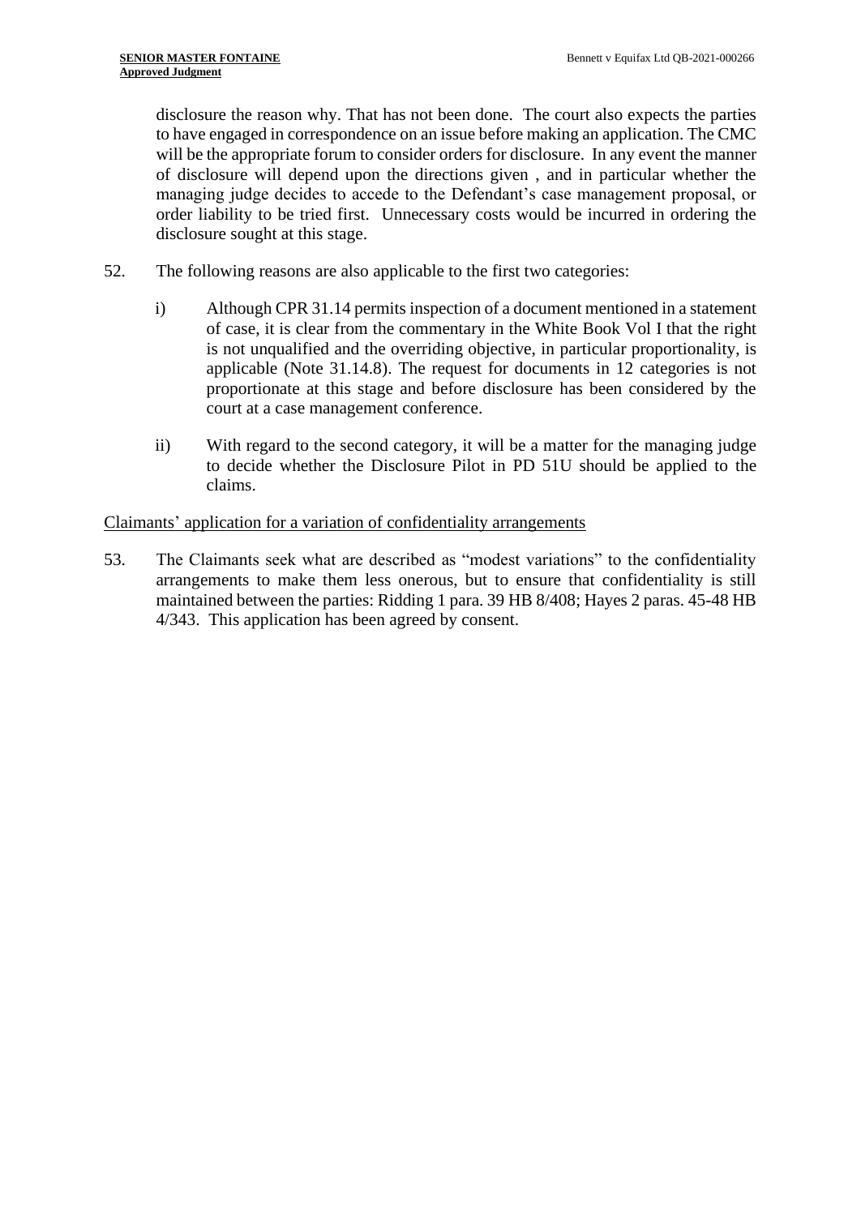disclosure the reason why. That has not been done. The court also expects the parties to have engaged in correspondence on an issue before making an application. The CMC will be the appropriate forum to consider orders for disclosure. In any event the manner of disclosure will depend upon the directions given , and in particular whether the managing judge decides to accede to the Defendant's case management proposal, or order liability to be tried first. Unnecessary costs would be incurred in ordering the disclosure sought at this stage.

52. The following reasons are also applicable to the first two categories:

   i) Although CPR 31.14 permits inspection of a document mentioned in a statement of case, it is clear from the commentary in the White Book Vol I that the right is not unqualified and the overriding objective, in particular proportionality, is applicable (Note 31.14.8). The request for documents in 12 categories is not proportionate at this stage and before disclosure has been considered by the court at a case management conference.

   ii) With regard to the second category, it will be a matter for the managing judge to decide whether the Disclosure Pilot in PD 51U should be applied to the claims.

<u>Claimants' application for a variation of confidentiality arrangements</u>

53. The Claimants seek what are described as "modest variations" to the confidentiality arrangements to make them less onerous, but to ensure that confidentiality is still maintained between the parties: Ridding 1 para. 39 HB 8/408; Hayes 2 paras. 45-48 HB 4/343. This application has been agreed by consent.